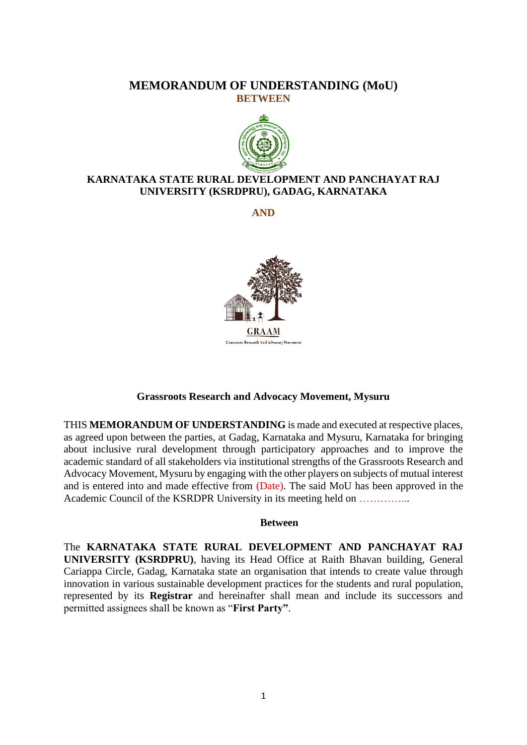# MEMORANDUM OF UNDERSTANDING (MoU)

**BETWEEN**

**KARNATAKA STATE RURAL DEVELOPMENT AND PANCHAYAT RAJ UNIVERSITY (KSRDPRU), GADAG, KARNATAKA**

**AND**

**Grassroots Research and Advocacy Movement, Mysuru**

THIS **MEMORANDUM OF UNDERSTANDING** is made and executed at respective places, as agreed upon between the parties, at Gadag, Karnataka and Mysuru, Karnataka for bringing about inclusive rural development through participatory approaches and to improve the academic standard of all stakeholders via institutional strengths of the Grassroots Research and Advocacy Movement, Mysuru by engaging with the other players on subjects of mutual interest and is entered into and made effective from (Date). The said MoU has been approved in the Academic Council of the KSRDPR University in its meeting held on …………...

**Between**

The **KARNATAKA STATE RURAL DEVELOPMENT AND PANCHAYAT RAJ UNIVERSITY (KSRDPRU)**, having its Head Office at Raith Bhavan building, General Cariappa Circle, Gadag, Karnataka state an organisation that intends to create value through innovation in various sustainable development practices for the students and rural population, represented by its **Registrar** and hereinafter shall mean and include its successors and permitted assignees shall be known as "**First Party**".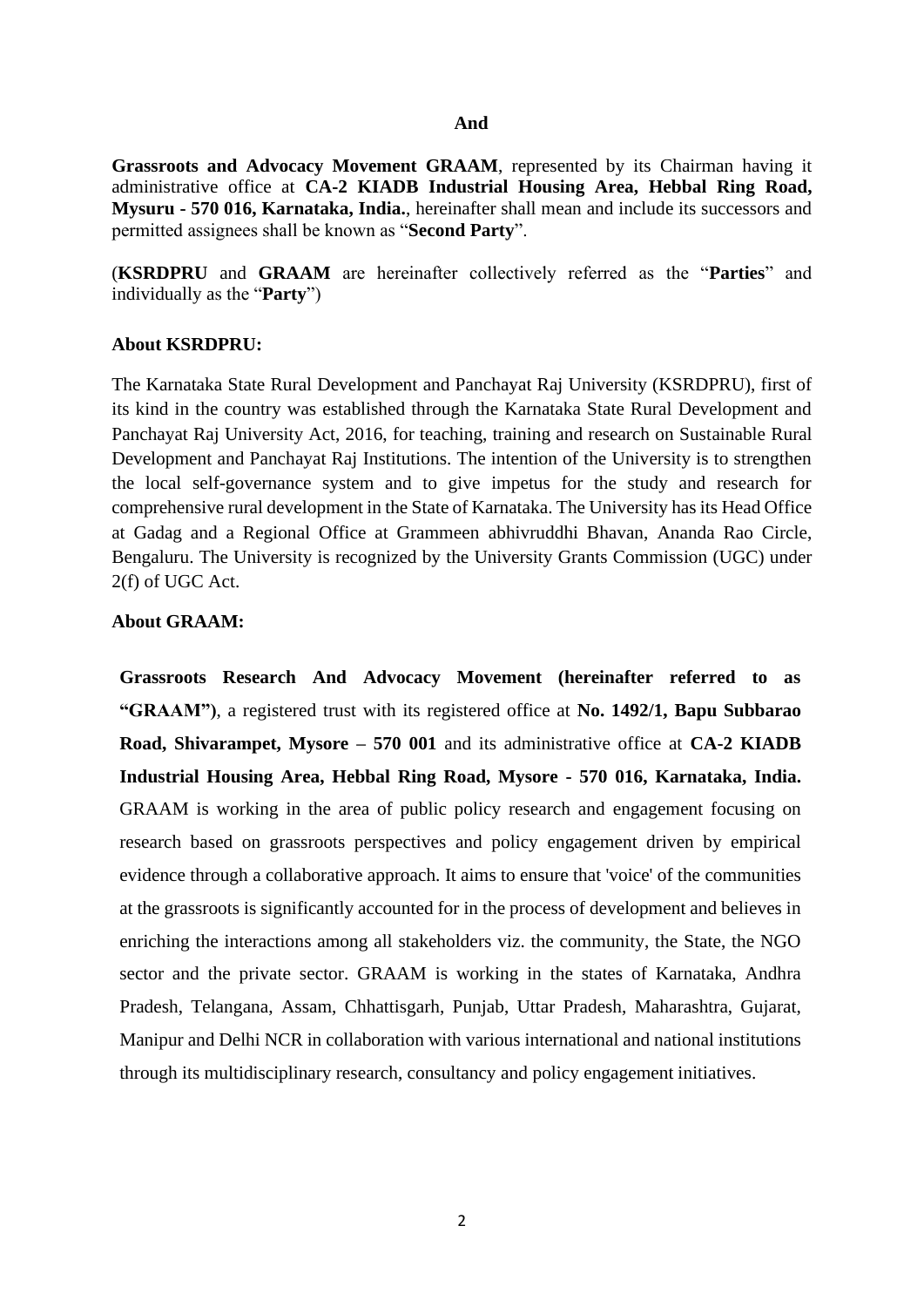**And**

**Grassroots and Advocacy Movement GRAAM**, represented by its Chairman having it administrative office at **CA-2 KIADB Industrial Housing Area, Hebbal Ring Road, Mysuru - 570 016, Karnataka, India.**, hereinafter shall mean and include its successors and permitted assignees shall be known as "**Second Party**".

(**KSRDPRU** and **GRAAM** are hereinafter collectively referred as the "**Parties**" and individually as the "**Party**")

**About KSRDPRU:**

The Karnataka State Rural Development and Panchayat Raj University (KSRDPRU), first of its kind in the country was established through the Karnataka State Rural Development and Panchayat Raj University Act, 2016, for teaching, training and research on Sustainable Rural Development and Panchayat Raj Institutions. The intention of the University is to strengthen the local self-governance system and to give impetus for the study and research for comprehensive rural development in the State of Karnataka. The University has its Head Office at Gadag and a Regional Office at Grammeen abhivruddhi Bhavan, Ananda Rao Circle, Bengaluru. The University is recognized by the University Grants Commission (UGC) under 2(f) of UGC Act.

**About GRAAM:**

**Grassroots Research And Advocacy Movement (hereinafter referred to as "GRAAM")**, a registered trust with its registered office at **No. 1492/1, Bapu Subbarao Road, Shivarampet, Mysore – 570 001** and its administrative office at **CA-2 KIADB Industrial Housing Area, Hebbal Ring Road, Mysore - 570 016, Karnataka, India.** GRAAM is working in the area of public policy research and engagement focusing on research based on grassroots perspectives and policy engagement driven by empirical evidence through a collaborative approach. It aims to ensure that 'voice' of the communities at the grassroots is significantly accounted for in the process of development and believes in enriching the interactions among all stakeholders viz. the community, the State, the NGO sector and the private sector. GRAAM is working in the states of Karnataka, Andhra Pradesh, Telangana, Assam, Chhattisgarh, Punjab, Uttar Pradesh, Maharashtra, Gujarat, Manipur and Delhi NCR in collaboration with various international and national institutions through its multidisciplinary research, consultancy and policy engagement initiatives.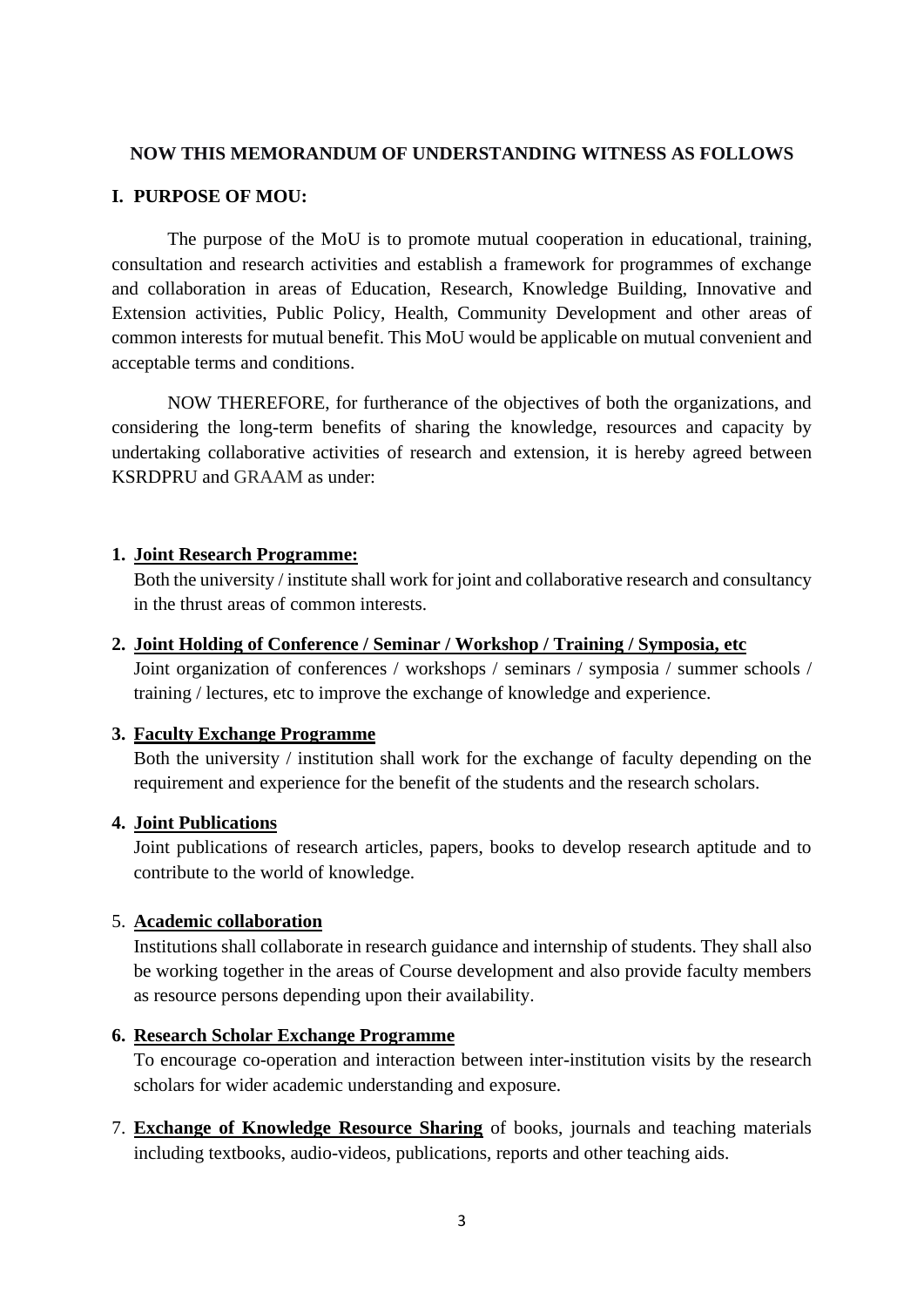**NOW THIS MEMORANDUM OF UNDERSTANDING WITNESS AS FOLLOWS**

## I. PURPOSE OF MOU:

The purpose of the MoU is to promote mutual cooperation in educational, training, consultation and research activities and establish a framework for programmes of exchange and collaboration in areas of Education, Research, Knowledge Building, Innovative and Extension activities, Public Policy, Health, Community Development and other areas of common interests for mutual benefit. This MoU would be applicable on mutual convenient and acceptable terms and conditions.

NOW THEREFORE, for furtherance of the objectives of both the organizations, and considering the long-term benefits of sharing the knowledge, resources and capacity by undertaking collaborative activities of research and extension, it is hereby agreed between KSRDPRU and GRAAM as under:

1. **Joint Research Programme:**
   Both the university / institute shall work for joint and collaborative research and consultancy in the thrust areas of common interests.

2. **Joint Holding of Conference / Seminar / Workshop / Training / Symposia, etc**
   Joint organization of conferences / workshops / seminars / symposia / summer schools / training / lectures, etc to improve the exchange of knowledge and experience.

3. **Faculty Exchange Programme**
   Both the university / institution shall work for the exchange of faculty depending on the requirement and experience for the benefit of the students and the research scholars.

4. **Joint Publications**
   Joint publications of research articles, papers, books to develop research aptitude and to contribute to the world of knowledge.

5. **Academic collaboration**
   Institutions shall collaborate in research guidance and internship of students. They shall also be working together in the areas of Course development and also provide faculty members as resource persons depending upon their availability.

6. **Research Scholar Exchange Programme**
   To encourage co-operation and interaction between inter-institution visits by the research scholars for wider academic understanding and exposure.

7. **Exchange of Knowledge Resource Sharing** of books, journals and teaching materials including textbooks, audio-videos, publications, reports and other teaching aids.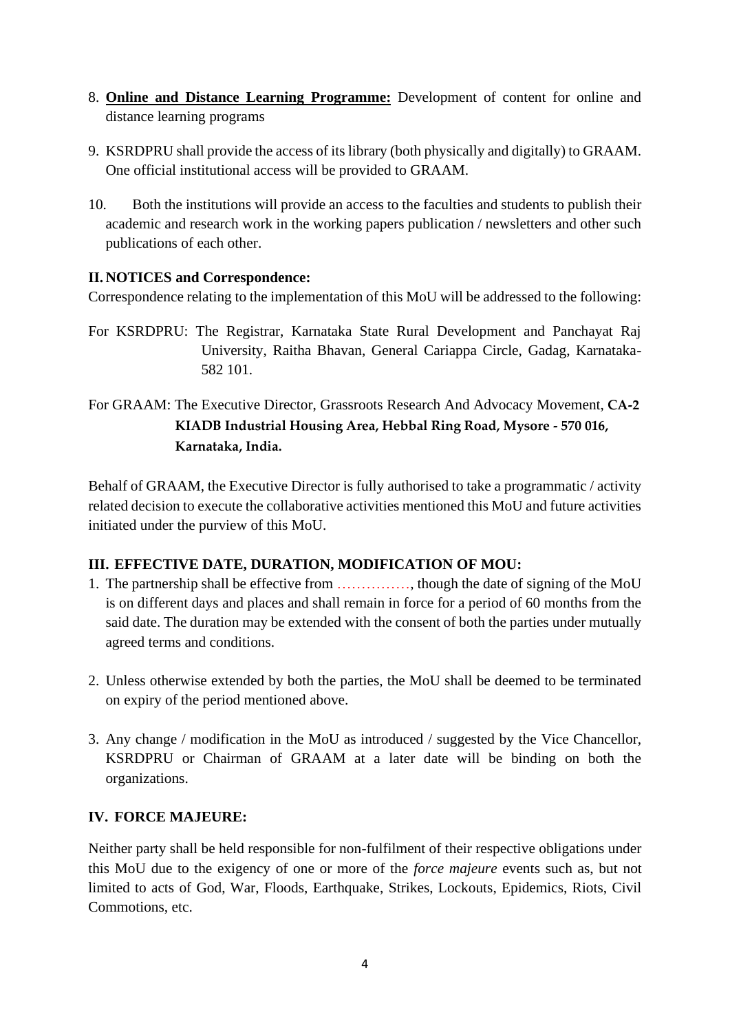8. **Online and Distance Learning Programme:** Development of content for online and distance learning programs

9. KSRDPRU shall provide the access of its library (both physically and digitally) to GRAAM. One official institutional access will be provided to GRAAM.

10. Both the institutions will provide an access to the faculties and students to publish their academic and research work in the working papers publication / newsletters and other such publications of each other.

**II. NOTICES and Correspondence:**

Correspondence relating to the implementation of this MoU will be addressed to the following:

For KSRDPRU: The Registrar, Karnataka State Rural Development and Panchayat Raj University, Raitha Bhavan, General Cariappa Circle, Gadag, Karnataka-582 101.

For GRAAM: The Executive Director, Grassroots Research And Advocacy Movement, **CA-2 KIADB Industrial Housing Area, Hebbal Ring Road, Mysore - 570 016, Karnataka, India.**

Behalf of GRAAM, the Executive Director is fully authorised to take a programmatic / activity related decision to execute the collaborative activities mentioned this MoU and future activities initiated under the purview of this MoU.

**III. EFFECTIVE DATE, DURATION, MODIFICATION OF MOU:**

1. The partnership shall be effective from ……………, though the date of signing of the MoU is on different days and places and shall remain in force for a period of 60 months from the said date. The duration may be extended with the consent of both the parties under mutually agreed terms and conditions.

2. Unless otherwise extended by both the parties, the MoU shall be deemed to be terminated on expiry of the period mentioned above.

3. Any change / modification in the MoU as introduced / suggested by the Vice Chancellor, KSRDPRU or Chairman of GRAAM at a later date will be binding on both the organizations.

**IV. FORCE MAJEURE:**

Neither party shall be held responsible for non-fulfilment of their respective obligations under this MoU due to the exigency of one or more of the *force majeure* events such as, but not limited to acts of God, War, Floods, Earthquake, Strikes, Lockouts, Epidemics, Riots, Civil Commotions, etc.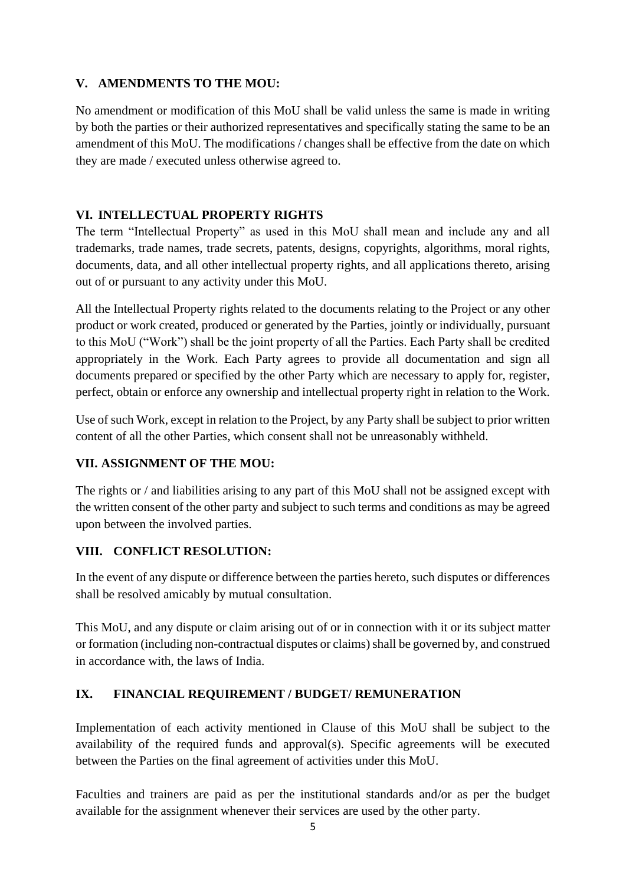### V. AMENDMENTS TO THE MOU:

No amendment or modification of this MoU shall be valid unless the same is made in writing by both the parties or their authorized representatives and specifically stating the same to be an amendment of this MoU. The modifications / changes shall be effective from the date on which they are made / executed unless otherwise agreed to.

### VI. INTELLECTUAL PROPERTY RIGHTS

The term "Intellectual Property" as used in this MoU shall mean and include any and all trademarks, trade names, trade secrets, patents, designs, copyrights, algorithms, moral rights, documents, data, and all other intellectual property rights, and all applications thereto, arising out of or pursuant to any activity under this MoU.

All the Intellectual Property rights related to the documents relating to the Project or any other product or work created, produced or generated by the Parties, jointly or individually, pursuant to this MoU ("Work") shall be the joint property of all the Parties. Each Party shall be credited appropriately in the Work. Each Party agrees to provide all documentation and sign all documents prepared or specified by the other Party which are necessary to apply for, register, perfect, obtain or enforce any ownership and intellectual property right in relation to the Work.

Use of such Work, except in relation to the Project, by any Party shall be subject to prior written content of all the other Parties, which consent shall not be unreasonably withheld.

### VII. ASSIGNMENT OF THE MOU:

The rights or / and liabilities arising to any part of this MoU shall not be assigned except with the written consent of the other party and subject to such terms and conditions as may be agreed upon between the involved parties.

### VIII. CONFLICT RESOLUTION:

In the event of any dispute or difference between the parties hereto, such disputes or differences shall be resolved amicably by mutual consultation.

This MoU, and any dispute or claim arising out of or in connection with it or its subject matter or formation (including non-contractual disputes or claims) shall be governed by, and construed in accordance with, the laws of India.

### IX. FINANCIAL REQUIREMENT / BUDGET/ REMUNERATION

Implementation of each activity mentioned in Clause of this MoU shall be subject to the availability of the required funds and approval(s). Specific agreements will be executed between the Parties on the final agreement of activities under this MoU.

Faculties and trainers are paid as per the institutional standards and/or as per the budget available for the assignment whenever their services are used by the other party.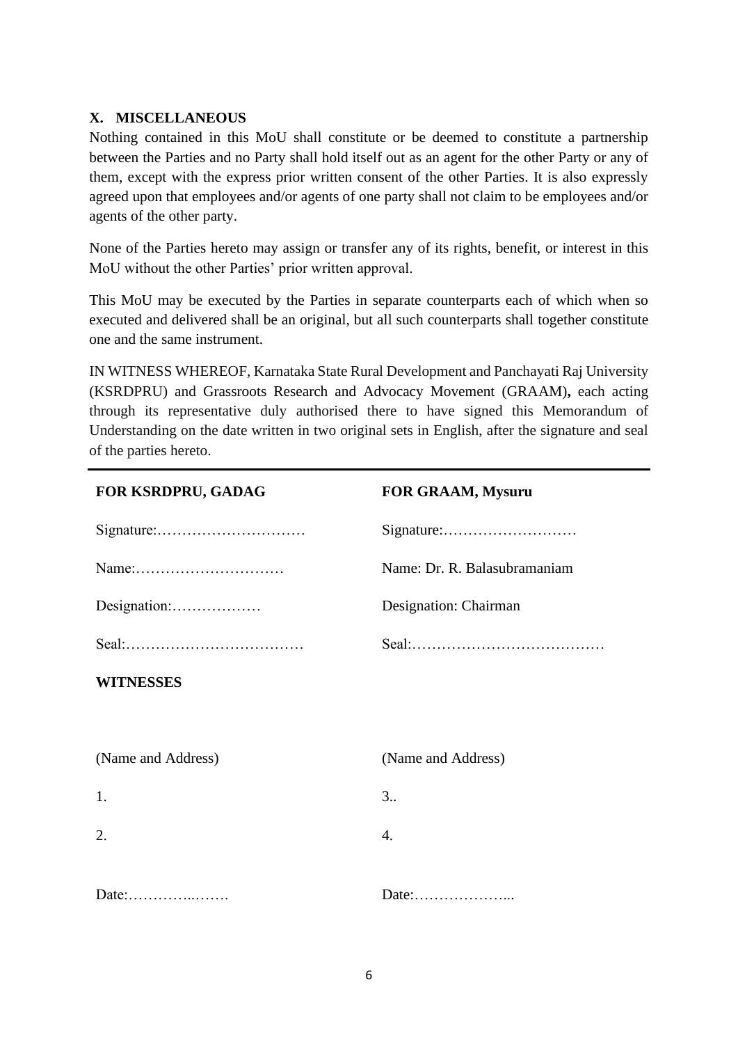## X. MISCELLANEOUS

Nothing contained in this MoU shall constitute or be deemed to constitute a partnership between the Parties and no Party shall hold itself out as an agent for the other Party or any of them, except with the express prior written consent of the other Parties. It is also expressly agreed upon that employees and/or agents of one party shall not claim to be employees and/or agents of the other party.

None of the Parties hereto may assign or transfer any of its rights, benefit, or interest in this MoU without the other Parties' prior written approval.

This MoU may be executed by the Parties in separate counterparts each of which when so executed and delivered shall be an original, but all such counterparts shall together constitute one and the same instrument.

IN WITNESS WHEREOF, Karnataka State Rural Development and Panchayati Raj University (KSRDPRU) and Grassroots Research and Advocacy Movement (GRAAM)**,** each acting through its representative duly authorised there to have signed this Memorandum of Understanding on the date written in two original sets in English, after the signature and seal of the parties hereto.

| **FOR KSRDPRU, GADAG** | **FOR GRAAM, Mysuru** |
|---|---|
| Signature:………………………… | Signature:……………………… |
| Name:………………………… | Name: Dr. R. Balasubramaniam |
| Designation:……………… | Designation: Chairman |
| Seal:……………………………… | Seal:………………………………… |

**WITNESSES**

| (Name and Address) | (Name and Address) |
|---|---|
| 1. | 3.. |
| 2. | 4. |
| Date:…………..……. | Date:………………... |